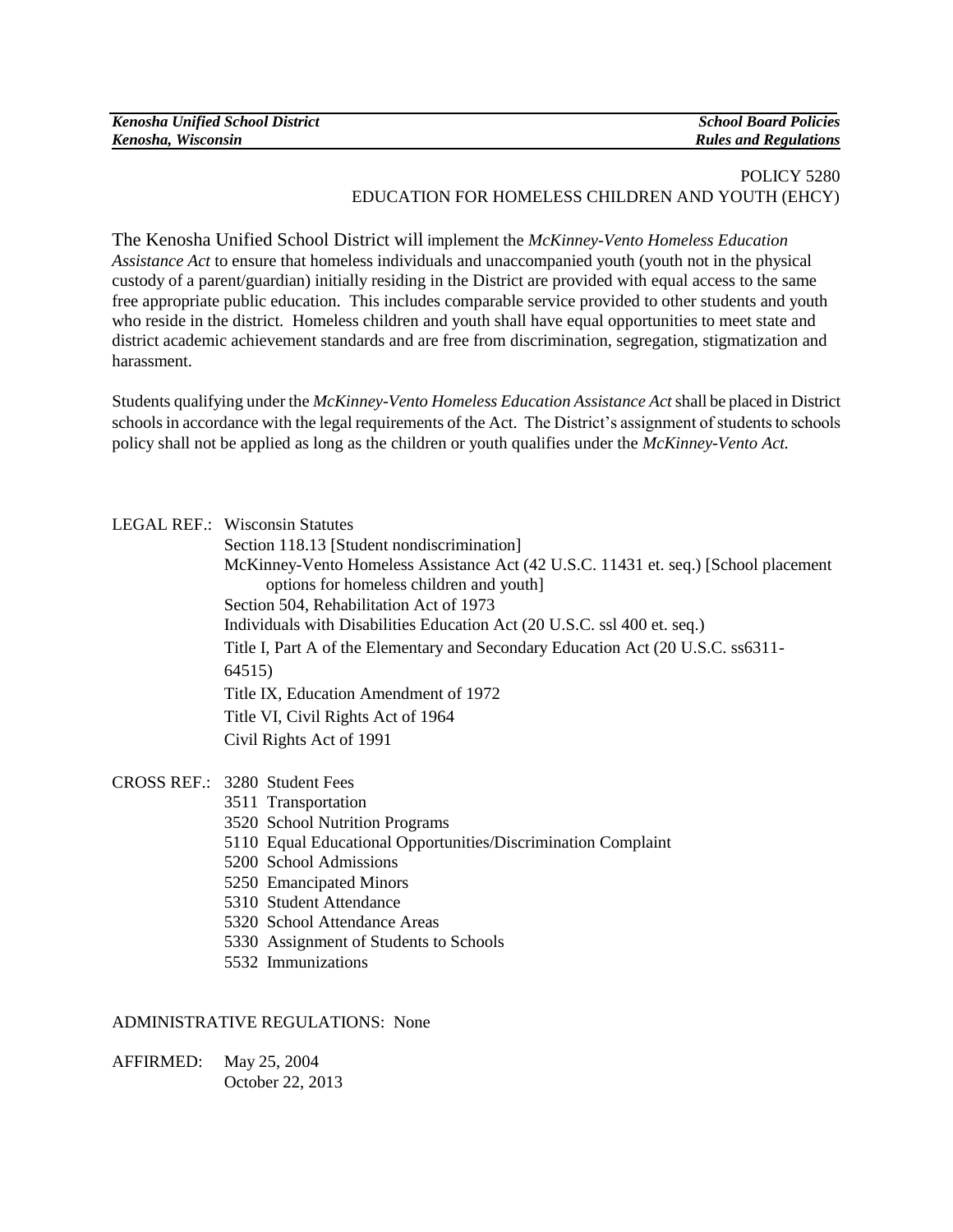*Kenosha Unified School District* | *School Board Policies*
*Kenosha, Wisconsin* | *Rules and Regulations*

POLICY 5280
EDUCATION FOR HOMELESS CHILDREN AND YOUTH (EHCY)

The Kenosha Unified School District will implement the *McKinney-Vento Homeless Education Assistance Act* to ensure that homeless individuals and unaccompanied youth (youth not in the physical custody of a parent/guardian) initially residing in the District are provided with equal access to the same free appropriate public education. This includes comparable service provided to other students and youth who reside in the district. Homeless children and youth shall have equal opportunities to meet state and district academic achievement standards and are free from discrimination, segregation, stigmatization and harassment.

Students qualifying under the *McKinney-Vento Homeless Education Assistance Act* shall be placed in District schools in accordance with the legal requirements of the Act. The District's assignment of students to schools policy shall not be applied as long as the children or youth qualifies under the *McKinney-Vento Act.*

LEGAL REF.: Wisconsin Statutes
- Section 118.13 [Student nondiscrimination]
- McKinney-Vento Homeless Assistance Act (42 U.S.C. 11431 et. seq.) [School placement options for homeless children and youth]
- Section 504, Rehabilitation Act of 1973
- Individuals with Disabilities Education Act (20 U.S.C. ssl 400 et. seq.)
- Title I, Part A of the Elementary and Secondary Education Act (20 U.S.C. ss6311-64515)
- Title IX, Education Amendment of 1972
- Title VI, Civil Rights Act of 1964
- Civil Rights Act of 1991

CROSS REF.:
- 3280 Student Fees
- 3511 Transportation
- 3520 School Nutrition Programs
- 5110 Equal Educational Opportunities/Discrimination Complaint
- 5200 School Admissions
- 5250 Emancipated Minors
- 5310 Student Attendance
- 5320 School Attendance Areas
- 5330 Assignment of Students to Schools
- 5532 Immunizations

ADMINISTRATIVE REGULATIONS: None

AFFIRMED: May 25, 2004
October 22, 2013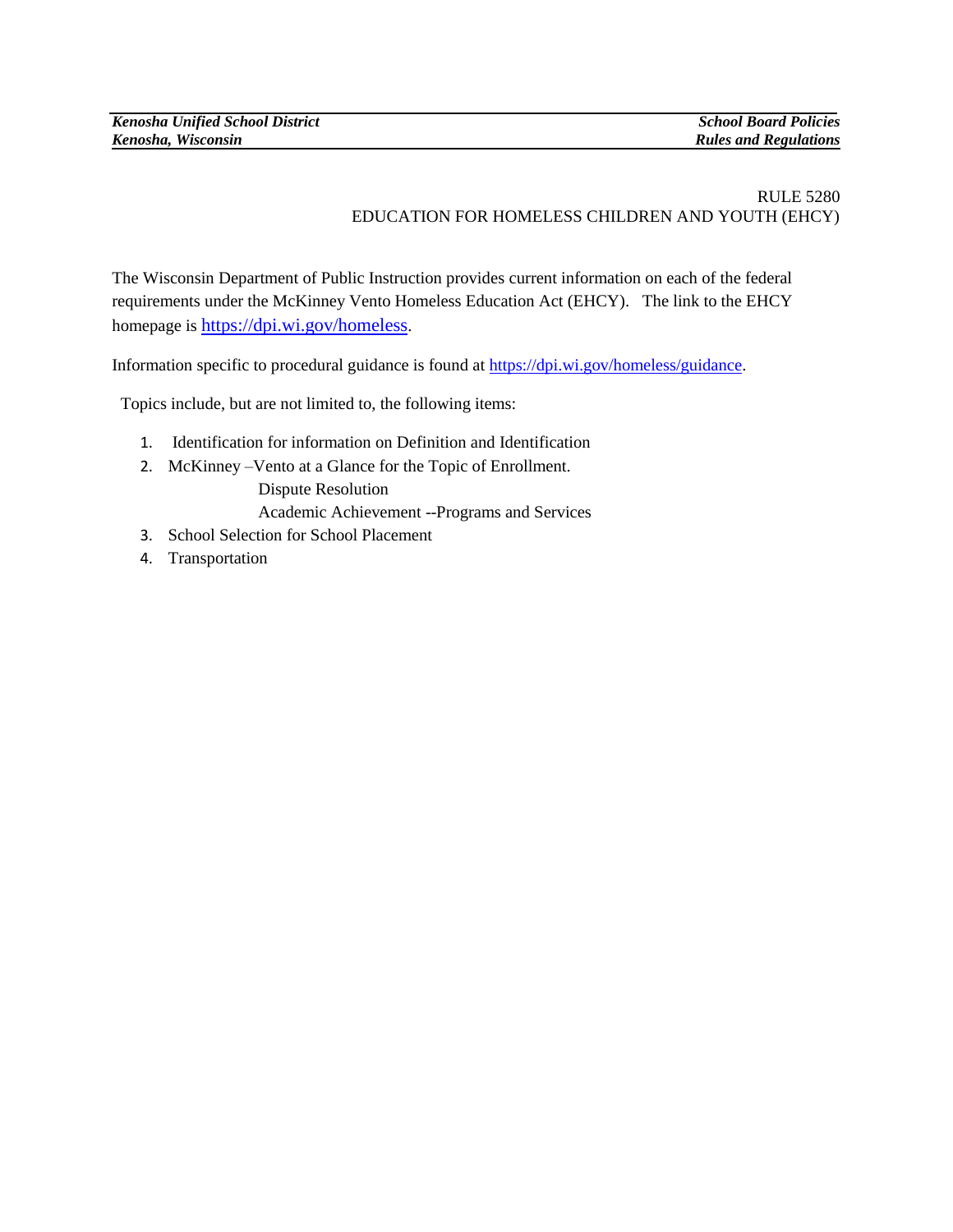RULE 5280
EDUCATION FOR HOMELESS CHILDREN AND YOUTH (EHCY)

The Wisconsin Department of Public Instruction provides current information on each of the federal requirements under the McKinney Vento Homeless Education Act (EHCY). The link to the EHCY homepage is https://dpi.wi.gov/homeless.

Information specific to procedural guidance is found at https://dpi.wi.gov/homeless/guidance.

Topics include, but are not limited to, the following items:

1. Identification for information on Definition and Identification
2. McKinney –Vento at a Glance for the Topic of Enrollment.
   Dispute Resolution
   Academic Achievement --Programs and Services
3. School Selection for School Placement
4. Transportation